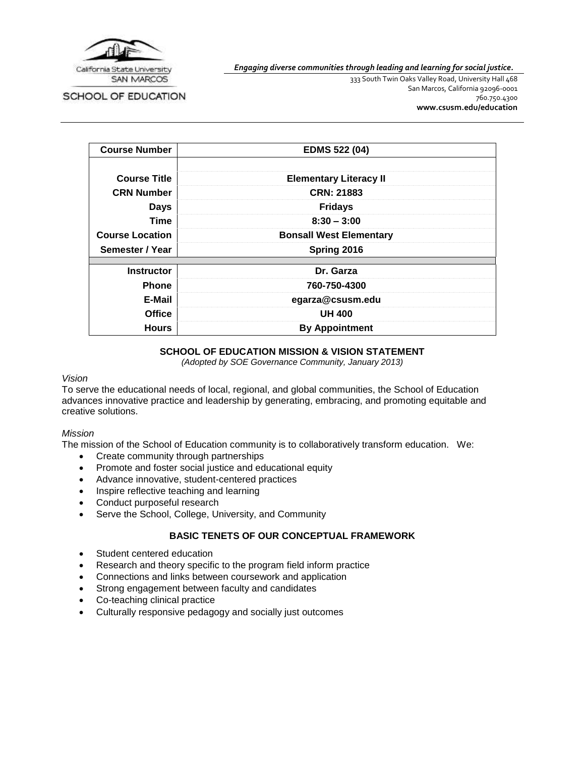California State University
SAN MARCOS

SCHOOL OF EDUCATION

***Engaging diverse communities through leading and learning for social justice.***

333 South Twin Oaks Valley Road, University Hall 468
San Marcos, California 92096-0001
760.750.4300
**www.csusm.edu/education**

| **Course Number** | **EDMS 522 (04)** |
|---|---|
| | |
| **Course Title** | **Elementary Literacy II** |
| **CRN Number** | **CRN: 21883** |
| **Days** | **Fridays** |
| **Time** | **8:30 – 3:00** |
| **Course Location** | **Bonsall West Elementary** |
| **Semester / Year** | **Spring 2016** |
| **Instructor** | **Dr. Garza** |
| **Phone** | **760-750-4300** |
| **E-Mail** | **egarza@csusm.edu** |
| **Office** | **UH 400** |
| **Hours** | **By Appointment** |

## SCHOOL OF EDUCATION MISSION & VISION STATEMENT

*(Adopted by SOE Governance Community, January 2013)*

*Vision*

To serve the educational needs of local, regional, and global communities, the School of Education advances innovative practice and leadership by generating, embracing, and promoting equitable and creative solutions.

*Mission*

The mission of the School of Education community is to collaboratively transform education. We:

- Create community through partnerships
- Promote and foster social justice and educational equity
- Advance innovative, student-centered practices
- Inspire reflective teaching and learning
- Conduct purposeful research
- Serve the School, College, University, and Community

## BASIC TENETS OF OUR CONCEPTUAL FRAMEWORK

- Student centered education
- Research and theory specific to the program field inform practice
- Connections and links between coursework and application
- Strong engagement between faculty and candidates
- Co-teaching clinical practice
- Culturally responsive pedagogy and socially just outcomes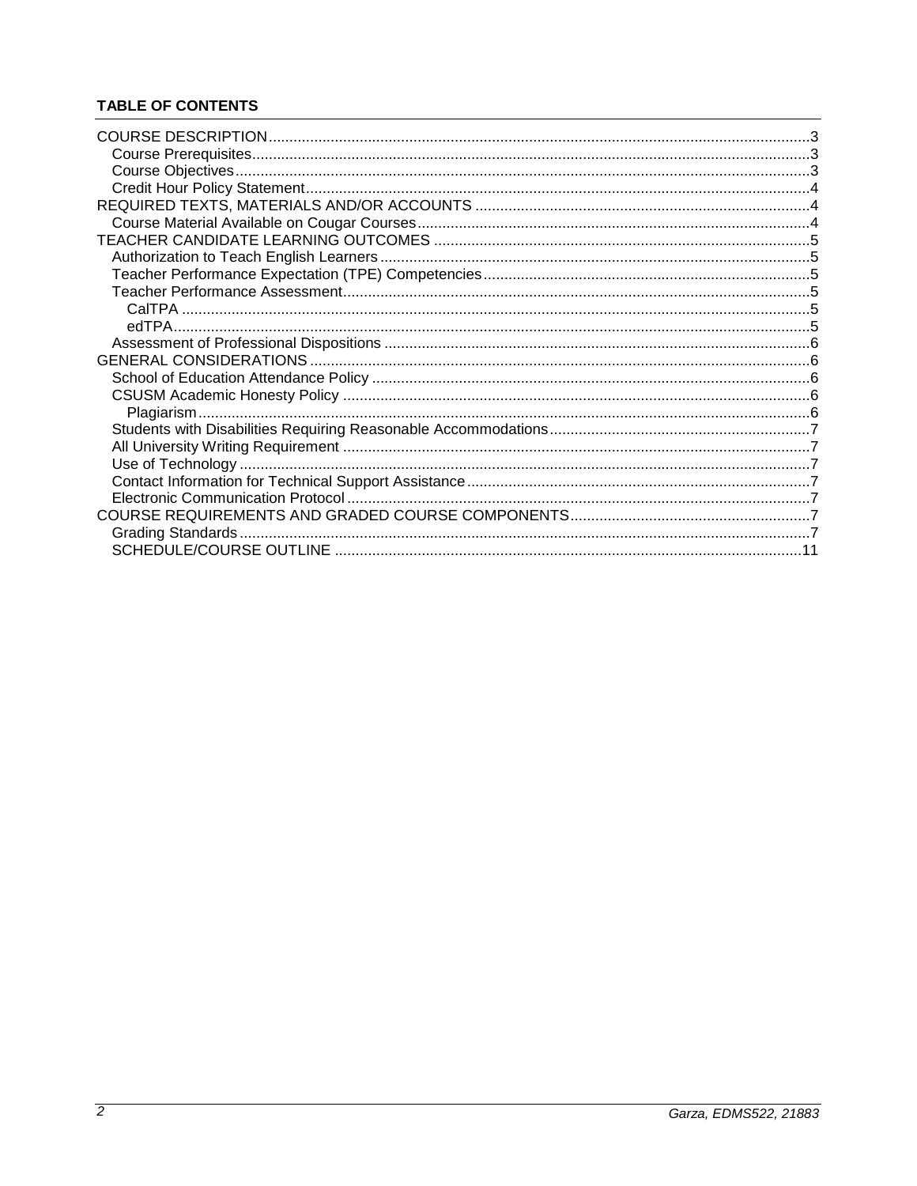**TABLE OF CONTENTS**

- COURSE DESCRIPTION ... 3
  - Course Prerequisites ... 3
  - Course Objectives ... 3
  - Credit Hour Policy Statement ... 4
- REQUIRED TEXTS, MATERIALS AND/OR ACCOUNTS ... 4
  - Course Material Available on Cougar Courses ... 4
- TEACHER CANDIDATE LEARNING OUTCOMES ... 5
  - Authorization to Teach English Learners ... 5
  - Teacher Performance Expectation (TPE) Competencies ... 5
  - Teacher Performance Assessment ... 5
    - CalTPA ... 5
    - edTPA ... 5
  - Assessment of Professional Dispositions ... 6
- GENERAL CONSIDERATIONS ... 6
  - School of Education Attendance Policy ... 6
  - CSUSM Academic Honesty Policy ... 6
    - Plagiarism ... 6
  - Students with Disabilities Requiring Reasonable Accommodations ... 7
  - All University Writing Requirement ... 7
  - Use of Technology ... 7
  - Contact Information for Technical Support Assistance ... 7
  - Electronic Communication Protocol ... 7
- COURSE REQUIREMENTS AND GRADED COURSE COMPONENTS ... 7
  - Grading Standards ... 7
  - SCHEDULE/COURSE OUTLINE ... 11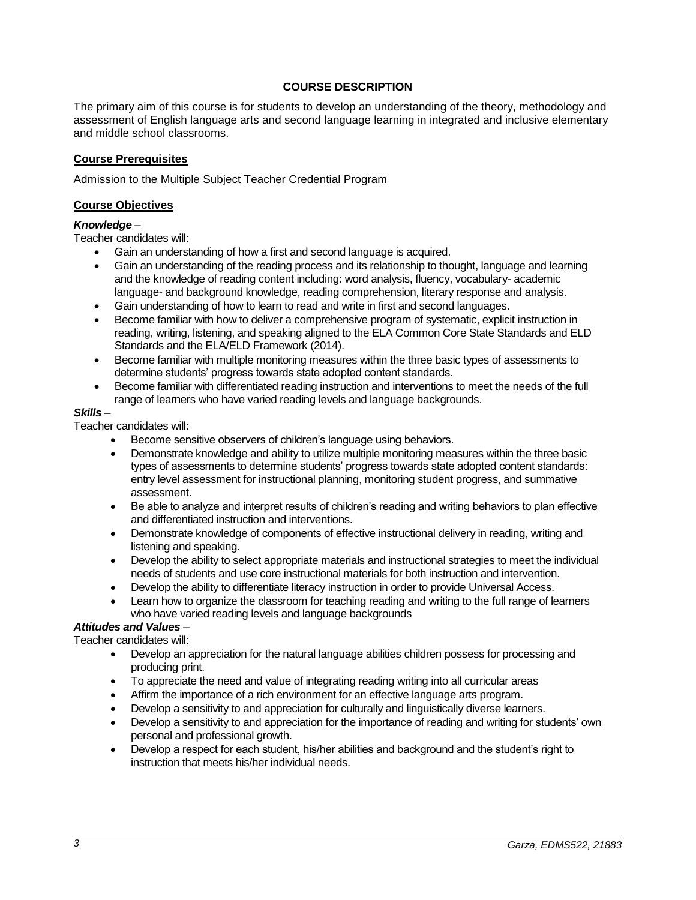## COURSE DESCRIPTION

The primary aim of this course is for students to develop an understanding of the theory, methodology and assessment of English language arts and second language learning in integrated and inclusive elementary and middle school classrooms.

### Course Prerequisites

Admission to the Multiple Subject Teacher Credential Program

### Course Objectives

***Knowledge*** –

Teacher candidates will:

- Gain an understanding of how a first and second language is acquired.
- Gain an understanding of the reading process and its relationship to thought, language and learning and the knowledge of reading content including: word analysis, fluency, vocabulary- academic language- and background knowledge, reading comprehension, literary response and analysis.
- Gain understanding of how to learn to read and write in first and second languages.
- Become familiar with how to deliver a comprehensive program of systematic, explicit instruction in reading, writing, listening, and speaking aligned to the ELA Common Core State Standards and ELD Standards and the ELA/ELD Framework (2014).
- Become familiar with multiple monitoring measures within the three basic types of assessments to determine students' progress towards state adopted content standards.
- Become familiar with differentiated reading instruction and interventions to meet the needs of the full range of learners who have varied reading levels and language backgrounds.

***Skills*** –

Teacher candidates will:

- Become sensitive observers of children's language using behaviors.
- Demonstrate knowledge and ability to utilize multiple monitoring measures within the three basic types of assessments to determine students' progress towards state adopted content standards: entry level assessment for instructional planning, monitoring student progress, and summative assessment.
- Be able to analyze and interpret results of children's reading and writing behaviors to plan effective and differentiated instruction and interventions.
- Demonstrate knowledge of components of effective instructional delivery in reading, writing and listening and speaking.
- Develop the ability to select appropriate materials and instructional strategies to meet the individual needs of students and use core instructional materials for both instruction and intervention.
- Develop the ability to differentiate literacy instruction in order to provide Universal Access.
- Learn how to organize the classroom for teaching reading and writing to the full range of learners who have varied reading levels and language backgrounds

***Attitudes and Values*** –

Teacher candidates will:

- Develop an appreciation for the natural language abilities children possess for processing and producing print.
- To appreciate the need and value of integrating reading writing into all curricular areas
- Affirm the importance of a rich environment for an effective language arts program.
- Develop a sensitivity to and appreciation for culturally and linguistically diverse learners.
- Develop a sensitivity to and appreciation for the importance of reading and writing for students' own personal and professional growth.
- Develop a respect for each student, his/her abilities and background and the student's right to instruction that meets his/her individual needs.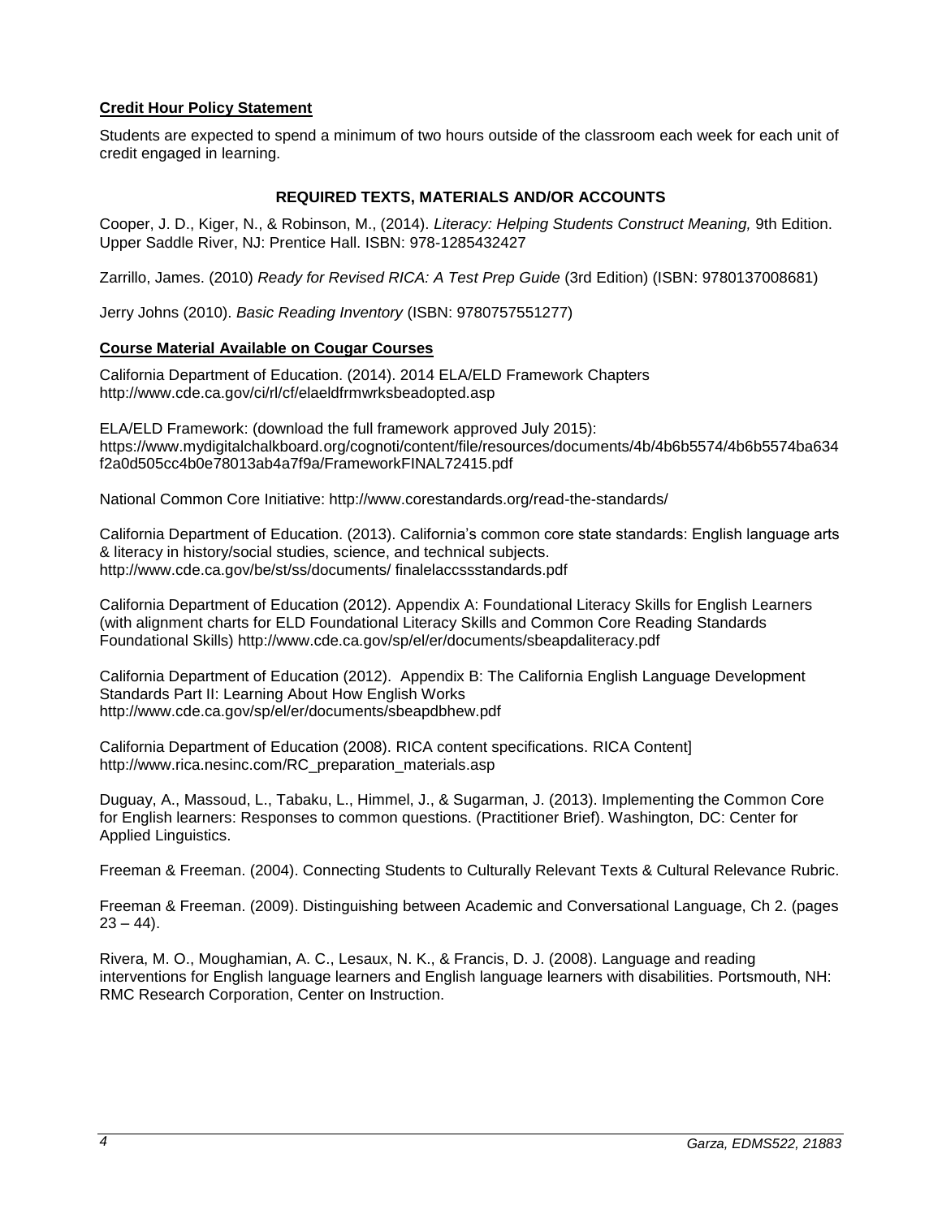**Credit Hour Policy Statement**

Students are expected to spend a minimum of two hours outside of the classroom each week for each unit of credit engaged in learning.

## REQUIRED TEXTS, MATERIALS AND/OR ACCOUNTS

Cooper, J. D., Kiger, N., & Robinson, M., (2014). *Literacy: Helping Students Construct Meaning,* 9th Edition. Upper Saddle River, NJ: Prentice Hall. ISBN: 978-1285432427

Zarrillo, James. (2010) *Ready for Revised RICA: A Test Prep Guide* (3rd Edition) (ISBN: 9780137008681)

Jerry Johns (2010). *Basic Reading Inventory* (ISBN: 9780757551277)

**Course Material Available on Cougar Courses**

California Department of Education. (2014). 2014 ELA/ELD Framework Chapters http://www.cde.ca.gov/ci/rl/cf/elaeldfrmwrksbeadopted.asp

ELA/ELD Framework: (download the full framework approved July 2015): https://www.mydigitalchalkboard.org/cognoti/content/file/resources/documents/4b/4b6b5574/4b6b5574ba634f2a0d505cc4b0e78013ab4a7f9a/FrameworkFINAL72415.pdf

National Common Core Initiative: http://www.corestandards.org/read-the-standards/

California Department of Education. (2013). California's common core state standards: English language arts & literacy in history/social studies, science, and technical subjects. http://www.cde.ca.gov/be/st/ss/documents/ finalelaccssstandards.pdf

California Department of Education (2012). Appendix A: Foundational Literacy Skills for English Learners (with alignment charts for ELD Foundational Literacy Skills and Common Core Reading Standards Foundational Skills) http://www.cde.ca.gov/sp/el/er/documents/sbeapdaliteracy.pdf

California Department of Education (2012). Appendix B: The California English Language Development Standards Part II: Learning About How English Works http://www.cde.ca.gov/sp/el/er/documents/sbeapdbhew.pdf

California Department of Education (2008). RICA content specifications. RICA Content] http://www.rica.nesinc.com/RC_preparation_materials.asp

Duguay, A., Massoud, L., Tabaku, L., Himmel, J., & Sugarman, J. (2013). Implementing the Common Core for English learners: Responses to common questions. (Practitioner Brief). Washington, DC: Center for Applied Linguistics.

Freeman & Freeman. (2004). Connecting Students to Culturally Relevant Texts & Cultural Relevance Rubric.

Freeman & Freeman. (2009). Distinguishing between Academic and Conversational Language, Ch 2. (pages 23 – 44).

Rivera, M. O., Moughamian, A. C., Lesaux, N. K., & Francis, D. J. (2008). Language and reading interventions for English language learners and English language learners with disabilities. Portsmouth, NH: RMC Research Corporation, Center on Instruction.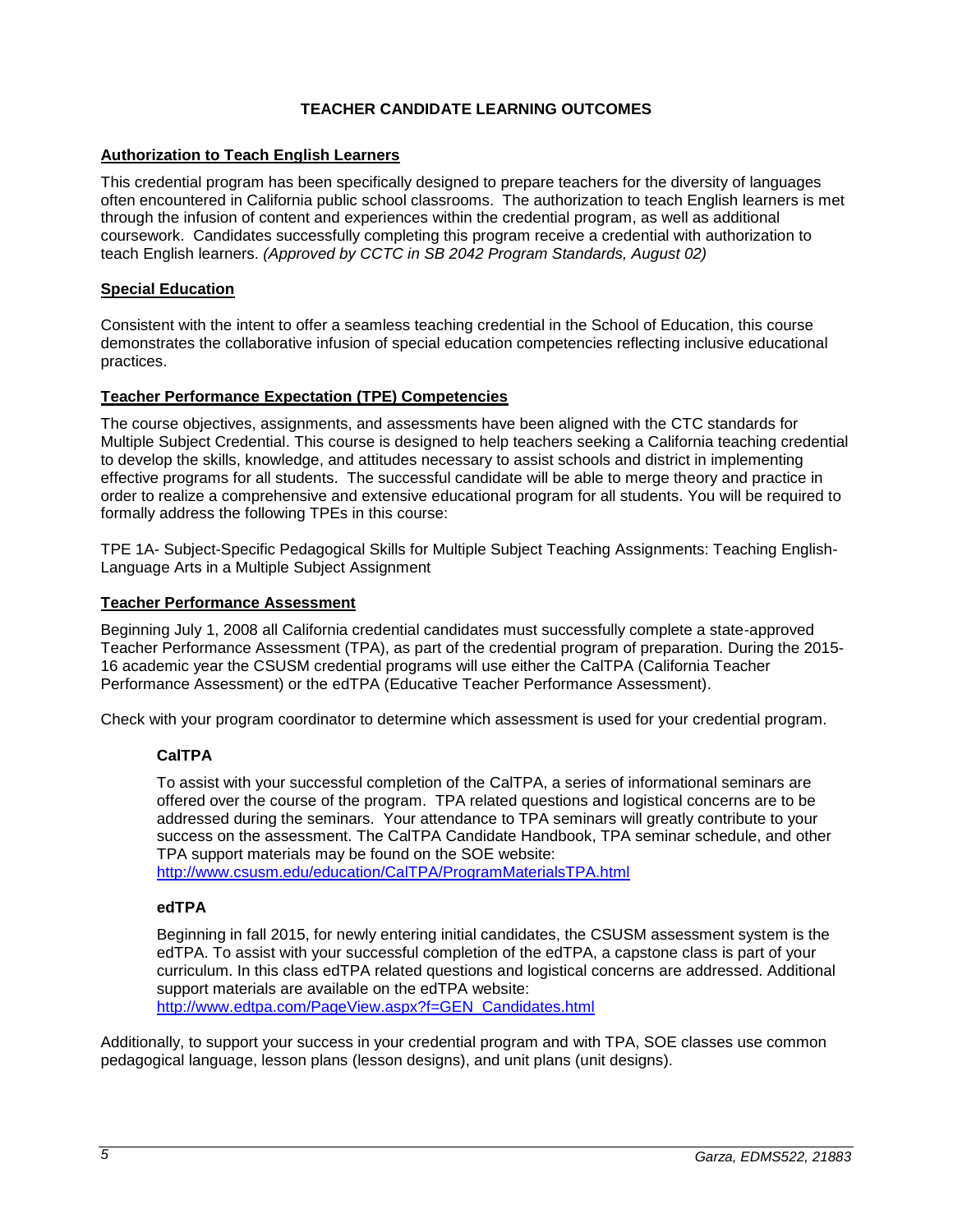# TEACHER CANDIDATE LEARNING OUTCOMES

## Authorization to Teach English Learners

This credential program has been specifically designed to prepare teachers for the diversity of languages often encountered in California public school classrooms. The authorization to teach English learners is met through the infusion of content and experiences within the credential program, as well as additional coursework. Candidates successfully completing this program receive a credential with authorization to teach English learners. *(Approved by CCTC in SB 2042 Program Standards, August 02)*

## Special Education

Consistent with the intent to offer a seamless teaching credential in the School of Education, this course demonstrates the collaborative infusion of special education competencies reflecting inclusive educational practices.

## Teacher Performance Expectation (TPE) Competencies

The course objectives, assignments, and assessments have been aligned with the CTC standards for Multiple Subject Credential. This course is designed to help teachers seeking a California teaching credential to develop the skills, knowledge, and attitudes necessary to assist schools and district in implementing effective programs for all students. The successful candidate will be able to merge theory and practice in order to realize a comprehensive and extensive educational program for all students. You will be required to formally address the following TPEs in this course:

TPE 1A- Subject-Specific Pedagogical Skills for Multiple Subject Teaching Assignments: Teaching English-Language Arts in a Multiple Subject Assignment

## Teacher Performance Assessment

Beginning July 1, 2008 all California credential candidates must successfully complete a state-approved Teacher Performance Assessment (TPA), as part of the credential program of preparation. During the 2015-16 academic year the CSUSM credential programs will use either the CalTPA (California Teacher Performance Assessment) or the edTPA (Educative Teacher Performance Assessment).

Check with your program coordinator to determine which assessment is used for your credential program.

### CalTPA

To assist with your successful completion of the CalTPA, a series of informational seminars are offered over the course of the program. TPA related questions and logistical concerns are to be addressed during the seminars. Your attendance to TPA seminars will greatly contribute to your success on the assessment. The CalTPA Candidate Handbook, TPA seminar schedule, and other TPA support materials may be found on the SOE website:
http://www.csusm.edu/education/CalTPA/ProgramMaterialsTPA.html

### edTPA

Beginning in fall 2015, for newly entering initial candidates, the CSUSM assessment system is the edTPA. To assist with your successful completion of the edTPA, a capstone class is part of your curriculum. In this class edTPA related questions and logistical concerns are addressed. Additional support materials are available on the edTPA website:
http://www.edtpa.com/PageView.aspx?f=GEN_Candidates.html

Additionally, to support your success in your credential program and with TPA, SOE classes use common pedagogical language, lesson plans (lesson designs), and unit plans (unit designs).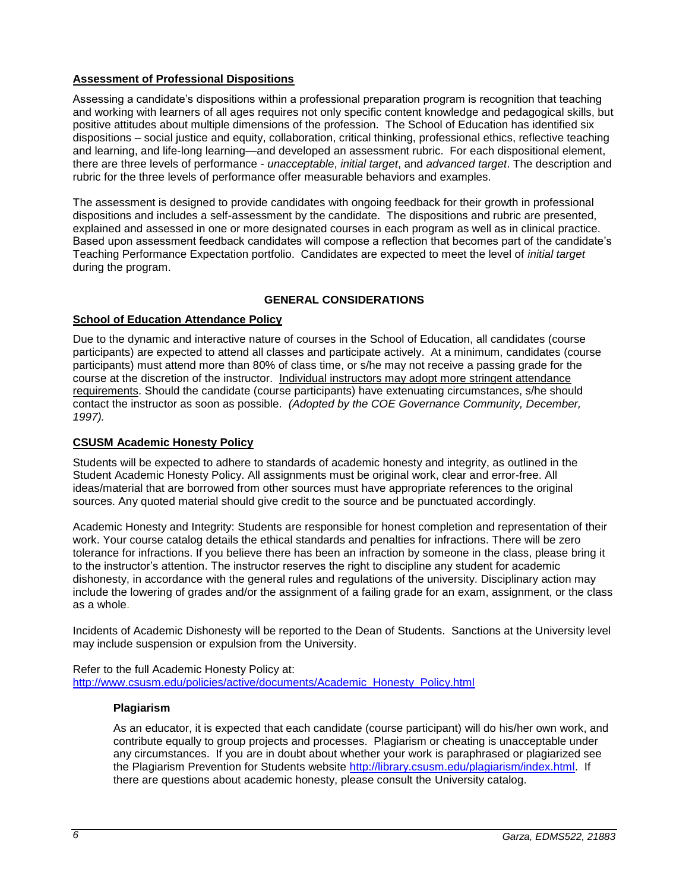**Assessment of Professional Dispositions**

Assessing a candidate's dispositions within a professional preparation program is recognition that teaching and working with learners of all ages requires not only specific content knowledge and pedagogical skills, but positive attitudes about multiple dimensions of the profession. The School of Education has identified six dispositions – social justice and equity, collaboration, critical thinking, professional ethics, reflective teaching and learning, and life-long learning—and developed an assessment rubric. For each dispositional element, there are three levels of performance - *unacceptable*, *initial target*, and *advanced target*. The description and rubric for the three levels of performance offer measurable behaviors and examples.

The assessment is designed to provide candidates with ongoing feedback for their growth in professional dispositions and includes a self-assessment by the candidate. The dispositions and rubric are presented, explained and assessed in one or more designated courses in each program as well as in clinical practice. Based upon assessment feedback candidates will compose a reflection that becomes part of the candidate's Teaching Performance Expectation portfolio. Candidates are expected to meet the level of *initial target* during the program.

## GENERAL CONSIDERATIONS

**School of Education Attendance Policy**

Due to the dynamic and interactive nature of courses in the School of Education, all candidates (course participants) are expected to attend all classes and participate actively. At a minimum, candidates (course participants) must attend more than 80% of class time, or s/he may not receive a passing grade for the course at the discretion of the instructor. Individual instructors may adopt more stringent attendance requirements. Should the candidate (course participants) have extenuating circumstances, s/he should contact the instructor as soon as possible. *(Adopted by the COE Governance Community, December, 1997).*

**CSUSM Academic Honesty Policy**

Students will be expected to adhere to standards of academic honesty and integrity, as outlined in the Student Academic Honesty Policy. All assignments must be original work, clear and error-free. All ideas/material that are borrowed from other sources must have appropriate references to the original sources. Any quoted material should give credit to the source and be punctuated accordingly.

Academic Honesty and Integrity: Students are responsible for honest completion and representation of their work. Your course catalog details the ethical standards and penalties for infractions. There will be zero tolerance for infractions. If you believe there has been an infraction by someone in the class, please bring it to the instructor's attention. The instructor reserves the right to discipline any student for academic dishonesty, in accordance with the general rules and regulations of the university. Disciplinary action may include the lowering of grades and/or the assignment of a failing grade for an exam, assignment, or the class as a whole.

Incidents of Academic Dishonesty will be reported to the Dean of Students. Sanctions at the University level may include suspension or expulsion from the University.

Refer to the full Academic Honesty Policy at:
http://www.csusm.edu/policies/active/documents/Academic_Honesty_Policy.html

**Plagiarism**

As an educator, it is expected that each candidate (course participant) will do his/her own work, and contribute equally to group projects and processes. Plagiarism or cheating is unacceptable under any circumstances. If you are in doubt about whether your work is paraphrased or plagiarized see the Plagiarism Prevention for Students website http://library.csusm.edu/plagiarism/index.html. If there are questions about academic honesty, please consult the University catalog.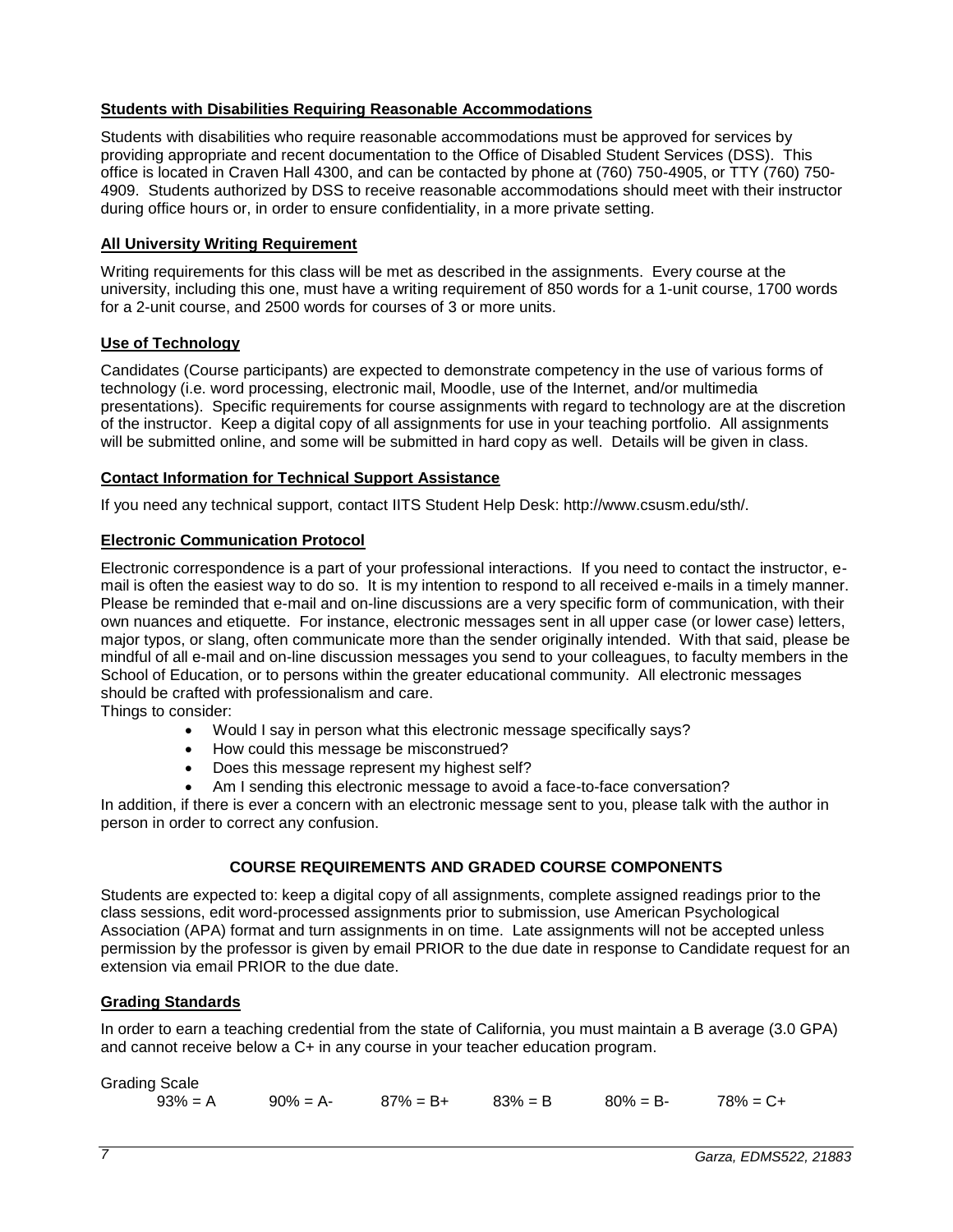**Students with Disabilities Requiring Reasonable Accommodations**

Students with disabilities who require reasonable accommodations must be approved for services by providing appropriate and recent documentation to the Office of Disabled Student Services (DSS). This office is located in Craven Hall 4300, and can be contacted by phone at (760) 750-4905, or TTY (760) 750-4909. Students authorized by DSS to receive reasonable accommodations should meet with their instructor during office hours or, in order to ensure confidentiality, in a more private setting.

**All University Writing Requirement**

Writing requirements for this class will be met as described in the assignments. Every course at the university, including this one, must have a writing requirement of 850 words for a 1-unit course, 1700 words for a 2-unit course, and 2500 words for courses of 3 or more units.

**Use of Technology**

Candidates (Course participants) are expected to demonstrate competency in the use of various forms of technology (i.e. word processing, electronic mail, Moodle, use of the Internet, and/or multimedia presentations). Specific requirements for course assignments with regard to technology are at the discretion of the instructor. Keep a digital copy of all assignments for use in your teaching portfolio. All assignments will be submitted online, and some will be submitted in hard copy as well. Details will be given in class.

**Contact Information for Technical Support Assistance**

If you need any technical support, contact IITS Student Help Desk: http://www.csusm.edu/sth/.

**Electronic Communication Protocol**

Electronic correspondence is a part of your professional interactions. If you need to contact the instructor, e-mail is often the easiest way to do so. It is my intention to respond to all received e-mails in a timely manner. Please be reminded that e-mail and on-line discussions are a very specific form of communication, with their own nuances and etiquette. For instance, electronic messages sent in all upper case (or lower case) letters, major typos, or slang, often communicate more than the sender originally intended. With that said, please be mindful of all e-mail and on-line discussion messages you send to your colleagues, to faculty members in the School of Education, or to persons within the greater educational community. All electronic messages should be crafted with professionalism and care.

Things to consider:

- Would I say in person what this electronic message specifically says?
- How could this message be misconstrued?
- Does this message represent my highest self?
- Am I sending this electronic message to avoid a face-to-face conversation?

In addition, if there is ever a concern with an electronic message sent to you, please talk with the author in person in order to correct any confusion.

## COURSE REQUIREMENTS AND GRADED COURSE COMPONENTS

Students are expected to: keep a digital copy of all assignments, complete assigned readings prior to the class sessions, edit word-processed assignments prior to submission, use American Psychological Association (APA) format and turn assignments in on time. Late assignments will not be accepted unless permission by the professor is given by email PRIOR to the due date in response to Candidate request for an extension via email PRIOR to the due date.

**Grading Standards**

In order to earn a teaching credential from the state of California, you must maintain a B average (3.0 GPA) and cannot receive below a C+ in any course in your teacher education program.

Grading Scale

93% = A    90% = A-    87% = B+    83% = B    80% = B-    78% = C+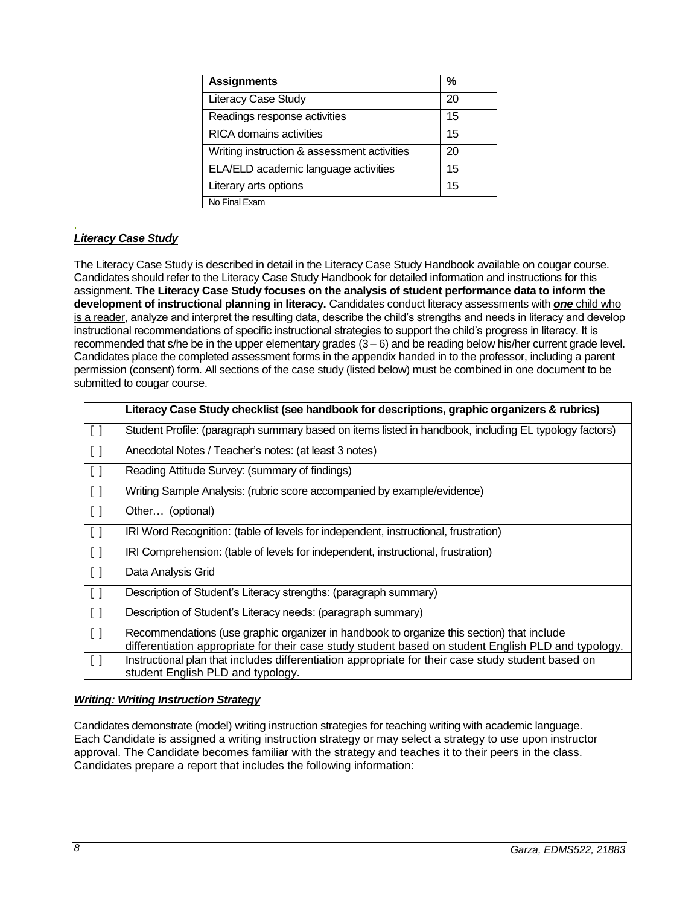| Assignments | % |
| --- | --- |
| Literacy Case Study | 20 |
| Readings response activities | 15 |
| RICA domains activities | 15 |
| Writing instruction & assessment activities | 20 |
| ELA/ELD academic language activities | 15 |
| Literary arts options | 15 |
| No Final Exam | |

***Literacy Case Study***

The Literacy Case Study is described in detail in the Literacy Case Study Handbook available on cougar course. Candidates should refer to the Literacy Case Study Handbook for detailed information and instructions for this assignment. **The Literacy Case Study focuses on the analysis of student performance data to inform the development of instructional planning in literacy.** Candidates conduct literacy assessments with ***one*** child who is a reader, analyze and interpret the resulting data, describe the child's strengths and needs in literacy and develop instructional recommendations of specific instructional strategies to support the child's progress in literacy. It is recommended that s/he be in the upper elementary grades (3 – 6) and be reading below his/her current grade level. Candidates place the completed assessment forms in the appendix handed in to the professor, including a parent permission (consent) form. All sections of the case study (listed below) must be combined in one document to be submitted to cougar course.

| | Literacy Case Study checklist (see handbook for descriptions, graphic organizers & rubrics) |
| --- | --- |
| [ ] | Student Profile: (paragraph summary based on items listed in handbook, including EL typology factors) |
| [ ] | Anecdotal Notes / Teacher's notes: (at least 3 notes) |
| [ ] | Reading Attitude Survey: (summary of findings) |
| [ ] | Writing Sample Analysis: (rubric score accompanied by example/evidence) |
| [ ] | Other… (optional) |
| [ ] | IRI Word Recognition: (table of levels for independent, instructional, frustration) |
| [ ] | IRI Comprehension: (table of levels for independent, instructional, frustration) |
| [ ] | Data Analysis Grid |
| [ ] | Description of Student's Literacy strengths: (paragraph summary) |
| [ ] | Description of Student's Literacy needs: (paragraph summary) |
| [ ] | Recommendations (use graphic organizer in handbook to organize this section) that include differentiation appropriate for their case study student based on student English PLD and typology. |
| [ ] | Instructional plan that includes differentiation appropriate for their case study student based on student English PLD and typology. |

***Writing: Writing Instruction Strategy***

Candidates demonstrate (model) writing instruction strategies for teaching writing with academic language. Each Candidate is assigned a writing instruction strategy or may select a strategy to use upon instructor approval. The Candidate becomes familiar with the strategy and teaches it to their peers in the class. Candidates prepare a report that includes the following information: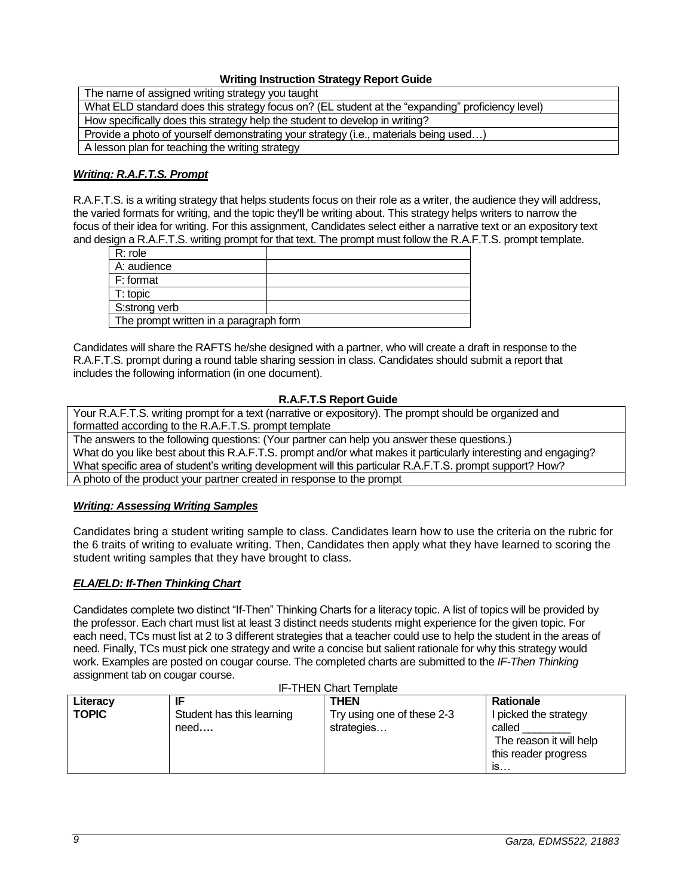**Writing Instruction Strategy Report Guide**

| Writing Instruction Strategy Report Guide |
|---|
| The name of assigned writing strategy you taught |
| What ELD standard does this strategy focus on? (EL student at the "expanding" proficiency level) |
| How specifically does this strategy help the student to develop in writing? |
| Provide a photo of yourself demonstrating your strategy (i.e., materials being used…) |
| A lesson plan for teaching the writing strategy |

***Writing: R.A.F.T.S. Prompt***

R.A.F.T.S. is a writing strategy that helps students focus on their role as a writer, the audience they will address, the varied formats for writing, and the topic they'll be writing about. This strategy helps writers to narrow the focus of their idea for writing. For this assignment, Candidates select either a narrative text or an expository text and design a R.A.F.T.S. writing prompt for that text. The prompt must follow the R.A.F.T.S. prompt template.

| | |
|---|---|
| R: role | |
| A: audience | |
| F: format | |
| T: topic | |
| S:strong verb | |
| The prompt written in a paragraph form | |

Candidates will share the RAFTS he/she designed with a partner, who will create a draft in response to the R.A.F.T.S. prompt during a round table sharing session in class. Candidates should submit a report that includes the following information (in one document).

**R.A.F.T.S Report Guide**

| R.A.F.T.S Report Guide |
|---|
| Your R.A.F.T.S. writing prompt for a text (narrative or expository). The prompt should be organized and formatted according to the R.A.F.T.S. prompt template |
| The answers to the following questions: (Your partner can help you answer these questions.) What do you like best about this R.A.F.T.S. prompt and/or what makes it particularly interesting and engaging? What specific area of student's writing development will this particular R.A.F.T.S. prompt support? How? |
| A photo of the product your partner created in response to the prompt |

***Writing: Assessing Writing Samples***

Candidates bring a student writing sample to class. Candidates learn how to use the criteria on the rubric for the 6 traits of writing to evaluate writing. Then, Candidates then apply what they have learned to scoring the student writing samples that they have brought to class.

***ELA/ELD: If-Then Thinking Chart***

Candidates complete two distinct "If-Then" Thinking Charts for a literacy topic. A list of topics will be provided by the professor. Each chart must list at least 3 distinct needs students might experience for the given topic. For each need, TCs must list at 2 to 3 different strategies that a teacher could use to help the student in the areas of need. Finally, TCs must pick one strategy and write a concise but salient rationale for why this strategy would work. Examples are posted on cougar course. The completed charts are submitted to the *IF-Then Thinking* assignment tab on cougar course.

IF-THEN Chart Template

| **Literacy TOPIC** | **IF** Student has this learning need**….** | **THEN** Try using one of these 2-3 strategies… | **Rationale** I picked the strategy called ________ The reason it will help this reader progress is… |
|---|---|---|---|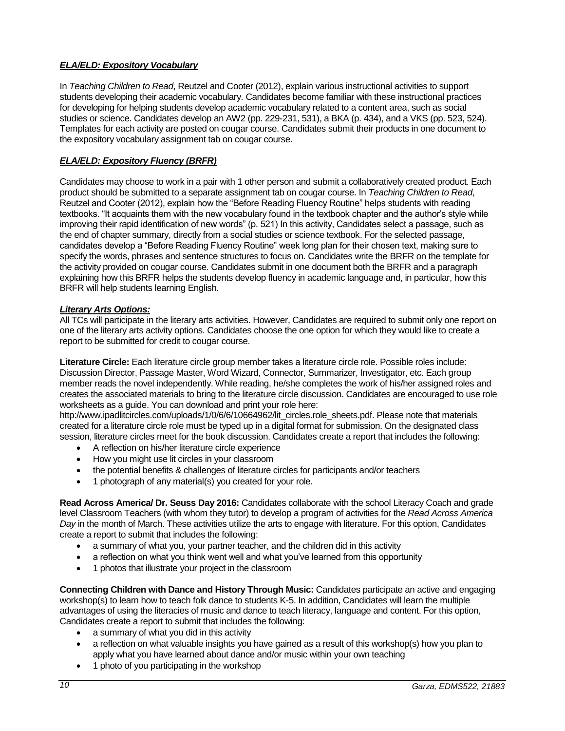### ***ELA/ELD: Expository Vocabulary***

In *Teaching Children to Read*, Reutzel and Cooter (2012), explain various instructional activities to support students developing their academic vocabulary. Candidates become familiar with these instructional practices for developing for helping students develop academic vocabulary related to a content area, such as social studies or science. Candidates develop an AW2 (pp. 229-231, 531), a BKA (p. 434), and a VKS (pp. 523, 524). Templates for each activity are posted on cougar course. Candidates submit their products in one document to the expository vocabulary assignment tab on cougar course.

### ***ELA/ELD: Expository Fluency (BRFR)***

Candidates may choose to work in a pair with 1 other person and submit a collaboratively created product. Each product should be submitted to a separate assignment tab on cougar course. In *Teaching Children to Read*, Reutzel and Cooter (2012), explain how the "Before Reading Fluency Routine" helps students with reading textbooks. "It acquaints them with the new vocabulary found in the textbook chapter and the author's style while improving their rapid identification of new words" (p. 521) In this activity, Candidates select a passage, such as the end of chapter summary, directly from a social studies or science textbook. For the selected passage, candidates develop a "Before Reading Fluency Routine" week long plan for their chosen text, making sure to specify the words, phrases and sentence structures to focus on. Candidates write the BRFR on the template for the activity provided on cougar course. Candidates submit in one document both the BRFR and a paragraph explaining how this BRFR helps the students develop fluency in academic language and, in particular, how this BRFR will help students learning English.

### ***Literary Arts Options:***

All TCs will participate in the literary arts activities. However, Candidates are required to submit only one report on one of the literary arts activity options. Candidates choose the one option for which they would like to create a report to be submitted for credit to cougar course.

**Literature Circle:** Each literature circle group member takes a literature circle role. Possible roles include: Discussion Director, Passage Master, Word Wizard, Connector, Summarizer, Investigator, etc. Each group member reads the novel independently. While reading, he/she completes the work of his/her assigned roles and creates the associated materials to bring to the literature circle discussion. Candidates are encouraged to use role worksheets as a guide. You can download and print your role here: http://www.ipadlitcircles.com/uploads/1/0/6/6/10664962/lit_circles.role_sheets.pdf. Please note that materials created for a literature circle role must be typed up in a digital format for submission. On the designated class session, literature circles meet for the book discussion. Candidates create a report that includes the following:

- A reflection on his/her literature circle experience
- How you might use lit circles in your classroom
- the potential benefits & challenges of literature circles for participants and/or teachers
- 1 photograph of any material(s) you created for your role.

**Read Across America/ Dr. Seuss Day 2016:** Candidates collaborate with the school Literacy Coach and grade level Classroom Teachers (with whom they tutor) to develop a program of activities for the *Read Across America Day* in the month of March. These activities utilize the arts to engage with literature. For this option, Candidates create a report to submit that includes the following:

- a summary of what you, your partner teacher, and the children did in this activity
- a reflection on what you think went well and what you've learned from this opportunity
- 1 photos that illustrate your project in the classroom

**Connecting Children with Dance and History Through Music:** Candidates participate an active and engaging workshop(s) to learn how to teach folk dance to students K-5. In addition, Candidates will learn the multiple advantages of using the literacies of music and dance to teach literacy, language and content. For this option, Candidates create a report to submit that includes the following:

- a summary of what you did in this activity
- a reflection on what valuable insights you have gained as a result of this workshop(s) how you plan to apply what you have learned about dance and/or music within your own teaching
- 1 photo of you participating in the workshop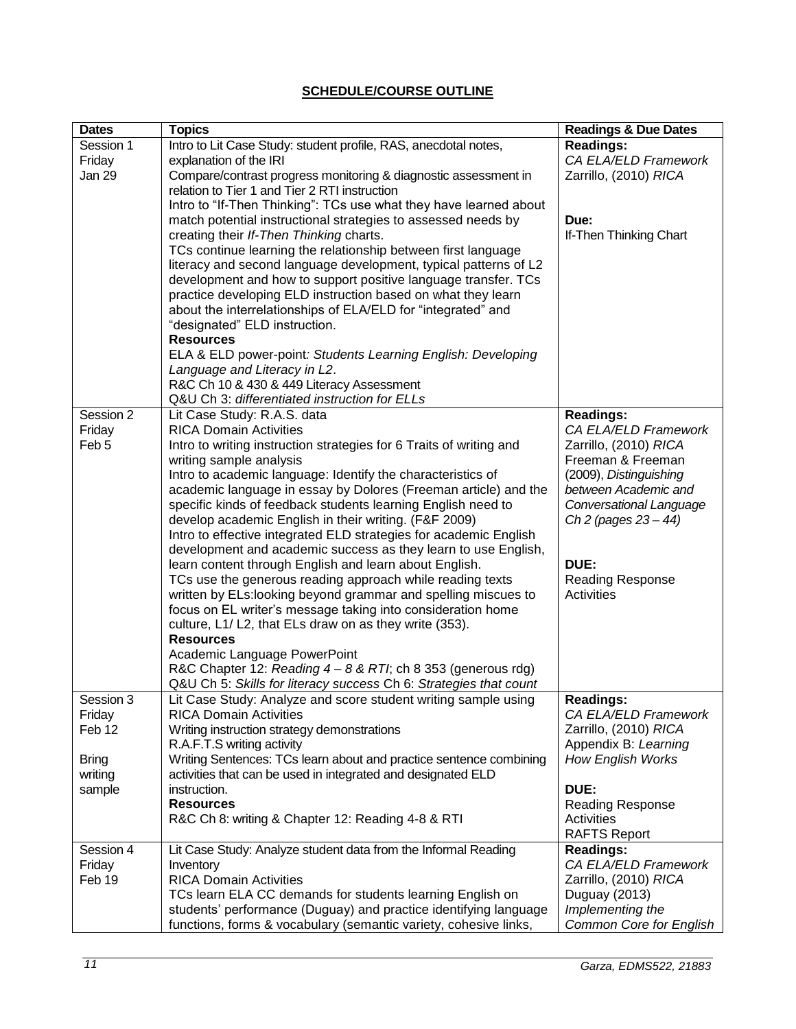# SCHEDULE/COURSE OUTLINE

| Dates | Topics | Readings & Due Dates |
|---|---|---|
| Session 1<br>Friday<br>Jan 29 | Intro to Lit Case Study: student profile, RAS, anecdotal notes, explanation of the IRI<br>Compare/contrast progress monitoring & diagnostic assessment in relation to Tier 1 and Tier 2 RTI instruction<br>Intro to "If-Then Thinking": TCs use what they have learned about match potential instructional strategies to assessed needs by creating their *If-Then Thinking* charts.<br>TCs continue learning the relationship between first language literacy and second language development, typical patterns of L2 development and how to support positive language transfer. TCs practice developing ELD instruction based on what they learn about the interrelationships of ELA/ELD for "integrated" and "designated" ELD instruction.<br>**Resources**<br>ELA & ELD power-point*: Students Learning English: Developing Language and Literacy in L2*.<br>R&C Ch 10 & 430 & 449 Literacy Assessment<br>Q&U Ch 3: *differentiated instruction for ELLs* | **Readings:**<br>*CA ELA/ELD Framework*<br>Zarrillo, (2010) *RICA*<br><br>**Due:**<br>If-Then Thinking Chart |
| Session 2<br>Friday<br>Feb 5 | Lit Case Study: R.A.S. data<br>RICA Domain Activities<br>Intro to writing instruction strategies for 6 Traits of writing and writing sample analysis<br>Intro to academic language: Identify the characteristics of academic language in essay by Dolores (Freeman article) and the specific kinds of feedback students learning English need to develop academic English in their writing. (F&F 2009)<br>Intro to effective integrated ELD strategies for academic English development and academic success as they learn to use English, learn content through English and learn about English.<br>TCs use the generous reading approach while reading texts written by ELs:looking beyond grammar and spelling miscues to focus on EL writer's message taking into consideration home culture, L1/ L2, that ELs draw on as they write (353).<br>**Resources**<br>Academic Language PowerPoint<br>R&C Chapter 12: *Reading 4 – 8 & RTI*; ch 8 353 (generous rdg)<br>Q&U Ch 5: *Skills for literacy success* Ch 6: *Strategies that count* | **Readings:**<br>*CA ELA/ELD Framework*<br>Zarrillo, (2010) *RICA*<br>Freeman & Freeman (2009), *Distinguishing between Academic and Conversational Language Ch 2 (pages 23 – 44)*<br><br>**DUE:**<br>Reading Response Activities |
| Session 3<br>Friday<br>Feb 12<br><br>Bring writing sample | Lit Case Study: Analyze and score student writing sample using RICA Domain Activities<br>Writing instruction strategy demonstrations<br>R.A.F.T.S writing activity<br>Writing Sentences: TCs learn about and practice sentence combining activities that can be used in integrated and designated ELD instruction.<br>**Resources**<br>R&C Ch 8: writing & Chapter 12: Reading 4-8 & RTI | **Readings:**<br>*CA ELA/ELD Framework*<br>Zarrillo, (2010) *RICA*<br>Appendix B: *Learning How English Works*<br><br>**DUE:**<br>Reading Response Activities<br>RAFTS Report |
| Session 4<br>Friday<br>Feb 19 | Lit Case Study: Analyze student data from the Informal Reading Inventory<br>RICA Domain Activities<br>TCs learn ELA CC demands for students learning English on students' performance (Duguay) and practice identifying language functions, forms & vocabulary (semantic variety, cohesive links, | **Readings:**<br>*CA ELA/ELD Framework*<br>Zarrillo, (2010) *RICA*<br>Duguay (2013) *Implementing the Common Core for English* |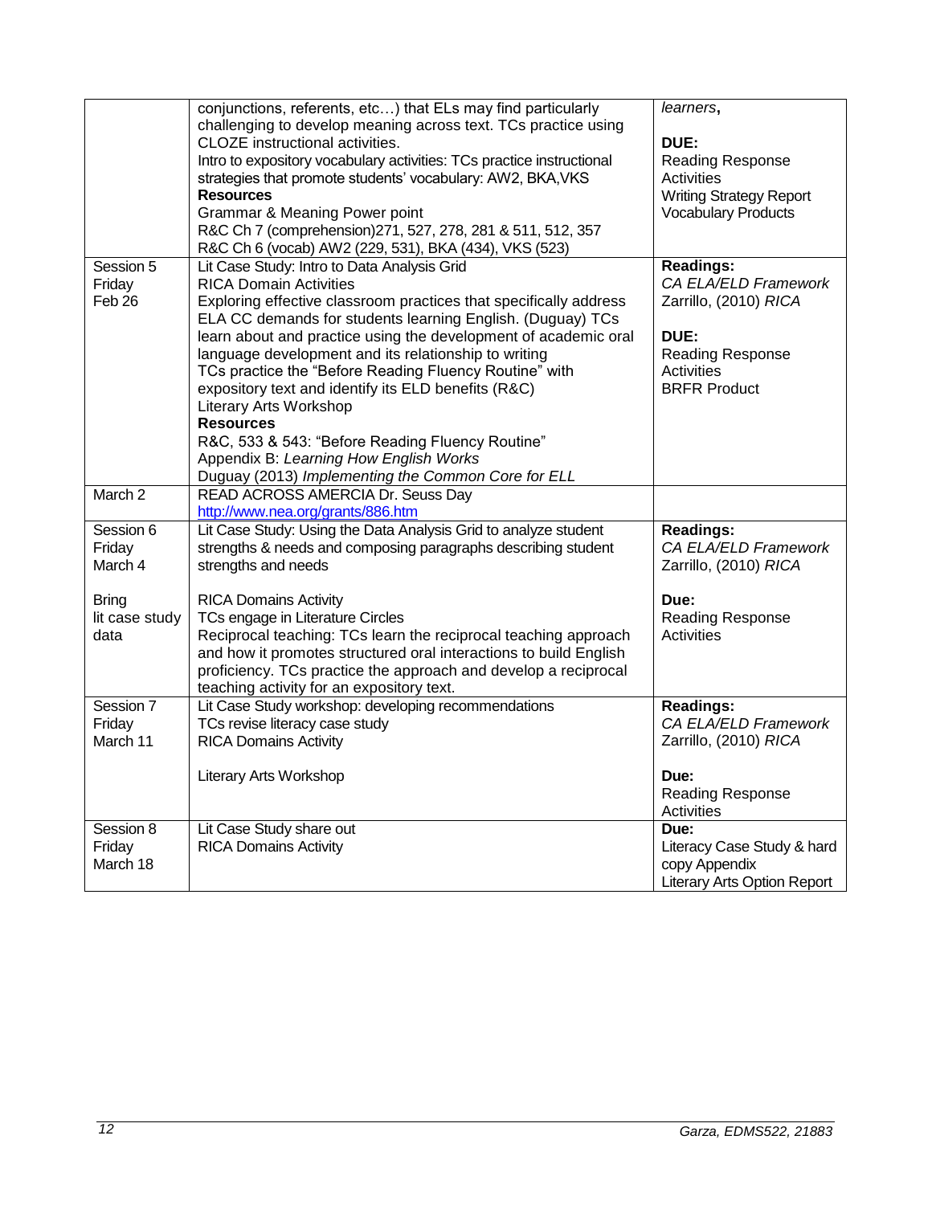| | | |
|---|---|---|
| | conjunctions, referents, etc…) that ELs may find particularly challenging to develop meaning across text. TCs practice using CLOZE instructional activities.<br>Intro to expository vocabulary activities: TCs practice instructional strategies that promote students' vocabulary: AW2, BKA,VKS<br>**Resources**<br>Grammar & Meaning Power point<br>R&C Ch 7 (comprehension)271, 527, 278, 281 & 511, 512, 357<br>R&C Ch 6 (vocab) AW2 (229, 531), BKA (434), VKS (523) | *learners*,<br><br>**DUE:**<br>Reading Response Activities<br>Writing Strategy Report<br>Vocabulary Products |
| Session 5<br>Friday<br>Feb 26 | Lit Case Study: Intro to Data Analysis Grid<br>RICA Domain Activities<br>Exploring effective classroom practices that specifically address ELA CC demands for students learning English. (Duguay) TCs learn about and practice using the development of academic oral language development and its relationship to writing<br>TCs practice the "Before Reading Fluency Routine" with expository text and identify its ELD benefits (R&C)<br>Literary Arts Workshop<br>**Resources**<br>R&C, 533 & 543: "Before Reading Fluency Routine"<br>Appendix B: *Learning How English Works*<br>Duguay (2013) *Implementing the Common Core for ELL* | **Readings:**<br>*CA ELA/ELD Framework*<br>Zarrillo, (2010) *RICA*<br><br>**DUE:**<br>Reading Response Activities<br>BRFR Product |
| March 2 | READ ACROSS AMERCIA Dr. Seuss Day<br>[http://www.nea.org/grants/886.htm](http://www.nea.org/grants/886.htm) | |
| Session 6<br>Friday<br>March 4<br><br>Bring lit case study data | Lit Case Study: Using the Data Analysis Grid to analyze student strengths & needs and composing paragraphs describing student strengths and needs<br><br>RICA Domains Activity<br>TCs engage in Literature Circles<br>Reciprocal teaching: TCs learn the reciprocal teaching approach and how it promotes structured oral interactions to build English proficiency. TCs practice the approach and develop a reciprocal teaching activity for an expository text. | **Readings:**<br>*CA ELA/ELD Framework*<br>Zarrillo, (2010) *RICA*<br><br>**Due:**<br>Reading Response Activities |
| Session 7<br>Friday<br>March 11 | Lit Case Study workshop: developing recommendations<br>TCs revise literacy case study<br>RICA Domains Activity<br><br>Literary Arts Workshop | **Readings:**<br>*CA ELA/ELD Framework*<br>Zarrillo, (2010) *RICA*<br><br>**Due:**<br>Reading Response Activities |
| Session 8<br>Friday<br>March 18 | Lit Case Study share out<br>RICA Domains Activity | **Due:**<br>Literacy Case Study & hard copy Appendix<br>Literary Arts Option Report |